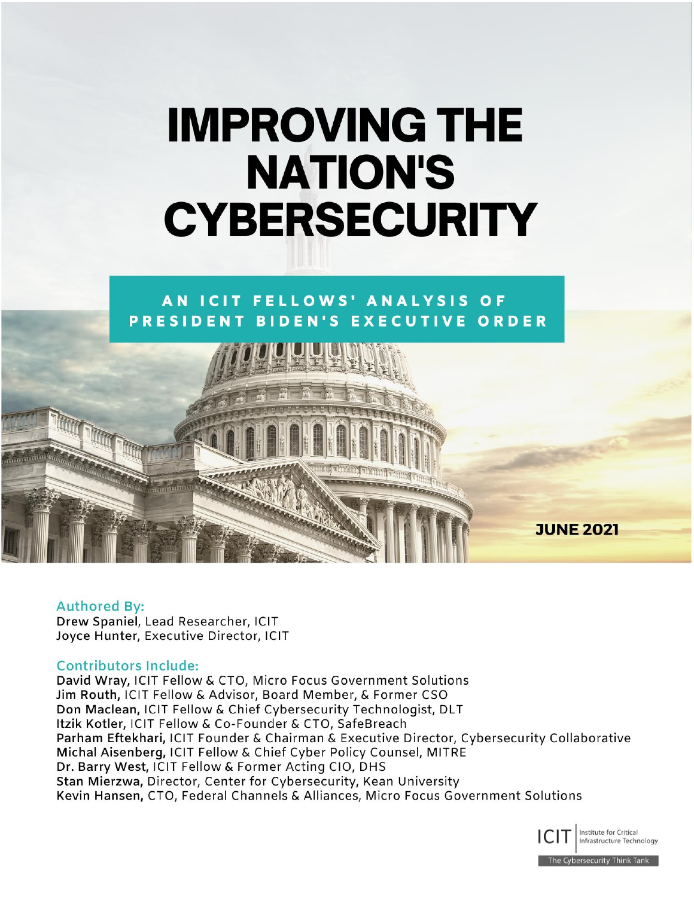# IMPROVING THE NATION'S CYBERSECURITY

## AN ICIT FELLOWS' ANALYSIS OF PRESIDENT BIDEN'S EXECUTIVE ORDER

**JUNE 2021**

### Authored By:

**Drew Spaniel**, Lead Researcher, ICIT
**Joyce Hunter**, Executive Director, ICIT

### Contributors Include:

**David Wray**, ICIT Fellow & CTO, Micro Focus Government Solutions
**Jim Routh**, ICIT Fellow & Advisor, Board Member, & Former CSO
**Don Maclean**, ICIT Fellow & Chief Cybersecurity Technologist, DLT
**Itzik Kotler**, ICIT Fellow & Co-Founder & CTO, SafeBreach
**Parham Eftekhari**, ICIT Founder & Chairman & Executive Director, Cybersecurity Collaborative
**Michal Aisenberg**, ICIT Fellow & Chief Cyber Policy Counsel, MITRE
**Dr. Barry West**, ICIT Fellow & Former Acting CIO, DHS
**Stan Mierzwa**, Director, Center for Cybersecurity, Kean University
**Kevin Hansen**, CTO, Federal Channels & Alliances, Micro Focus Government Solutions

ICIT | Institute for Critical Infrastructure Technology

The Cybersecurity Think Tank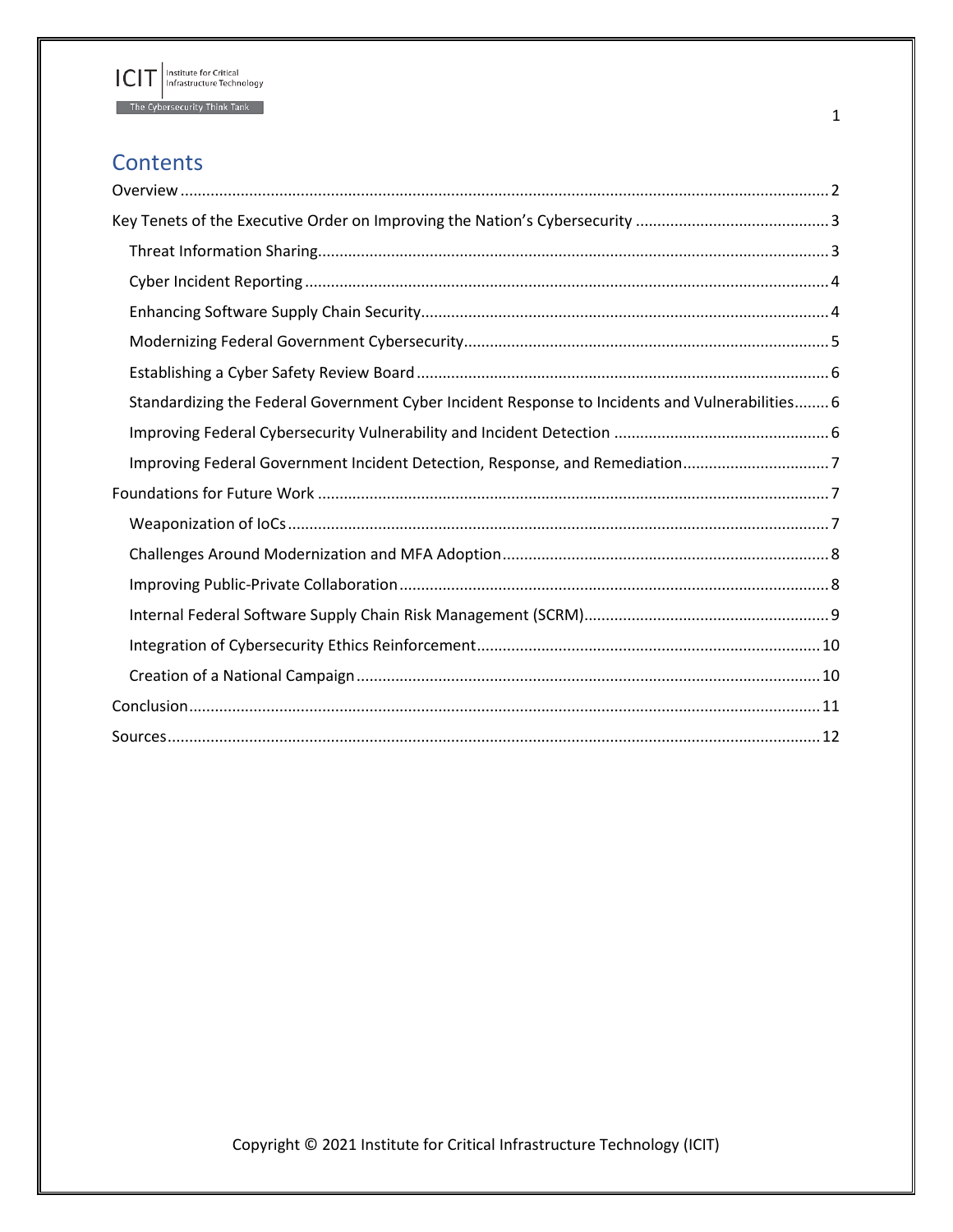# Contents

- Overview ... 2
- Key Tenets of the Executive Order on Improving the Nation's Cybersecurity ... 3
  - Threat Information Sharing ... 3
  - Cyber Incident Reporting ... 4
  - Enhancing Software Supply Chain Security ... 4
  - Modernizing Federal Government Cybersecurity ... 5
  - Establishing a Cyber Safety Review Board ... 6
  - Standardizing the Federal Government Cyber Incident Response to Incidents and Vulnerabilities ... 6
  - Improving Federal Cybersecurity Vulnerability and Incident Detection ... 6
  - Improving Federal Government Incident Detection, Response, and Remediation ... 7
- Foundations for Future Work ... 7
  - Weaponization of IoCs ... 7
  - Challenges Around Modernization and MFA Adoption ... 8
  - Improving Public-Private Collaboration ... 8
  - Internal Federal Software Supply Chain Risk Management (SCRM) ... 9
  - Integration of Cybersecurity Ethics Reinforcement ... 10
  - Creation of a National Campaign ... 10
- Conclusion ... 11
- Sources ... 12

Copyright © 2021 Institute for Critical Infrastructure Technology (ICIT)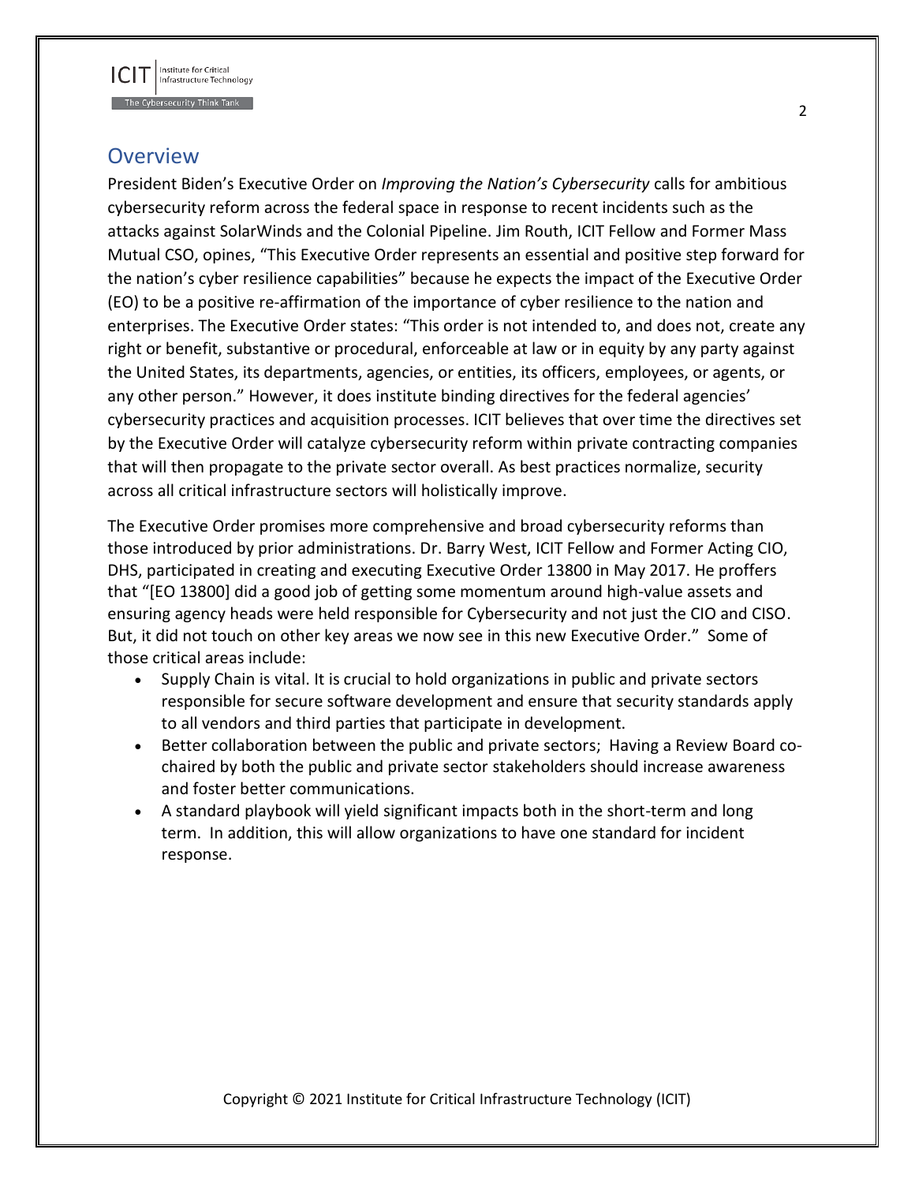## Overview

President Biden's Executive Order on *Improving the Nation's Cybersecurity* calls for ambitious cybersecurity reform across the federal space in response to recent incidents such as the attacks against SolarWinds and the Colonial Pipeline. Jim Routh, ICIT Fellow and Former Mass Mutual CSO, opines, "This Executive Order represents an essential and positive step forward for the nation's cyber resilience capabilities" because he expects the impact of the Executive Order (EO) to be a positive re-affirmation of the importance of cyber resilience to the nation and enterprises. The Executive Order states: "This order is not intended to, and does not, create any right or benefit, substantive or procedural, enforceable at law or in equity by any party against the United States, its departments, agencies, or entities, its officers, employees, or agents, or any other person." However, it does institute binding directives for the federal agencies' cybersecurity practices and acquisition processes. ICIT believes that over time the directives set by the Executive Order will catalyze cybersecurity reform within private contracting companies that will then propagate to the private sector overall. As best practices normalize, security across all critical infrastructure sectors will holistically improve.

The Executive Order promises more comprehensive and broad cybersecurity reforms than those introduced by prior administrations. Dr. Barry West, ICIT Fellow and Former Acting CIO, DHS, participated in creating and executing Executive Order 13800 in May 2017. He proffers that "[EO 13800] did a good job of getting some momentum around high-value assets and ensuring agency heads were held responsible for Cybersecurity and not just the CIO and CISO. But, it did not touch on other key areas we now see in this new Executive Order." Some of those critical areas include:

- Supply Chain is vital. It is crucial to hold organizations in public and private sectors responsible for secure software development and ensure that security standards apply to all vendors and third parties that participate in development.
- Better collaboration between the public and private sectors; Having a Review Board co-chaired by both the public and private sector stakeholders should increase awareness and foster better communications.
- A standard playbook will yield significant impacts both in the short-term and long term. In addition, this will allow organizations to have one standard for incident response.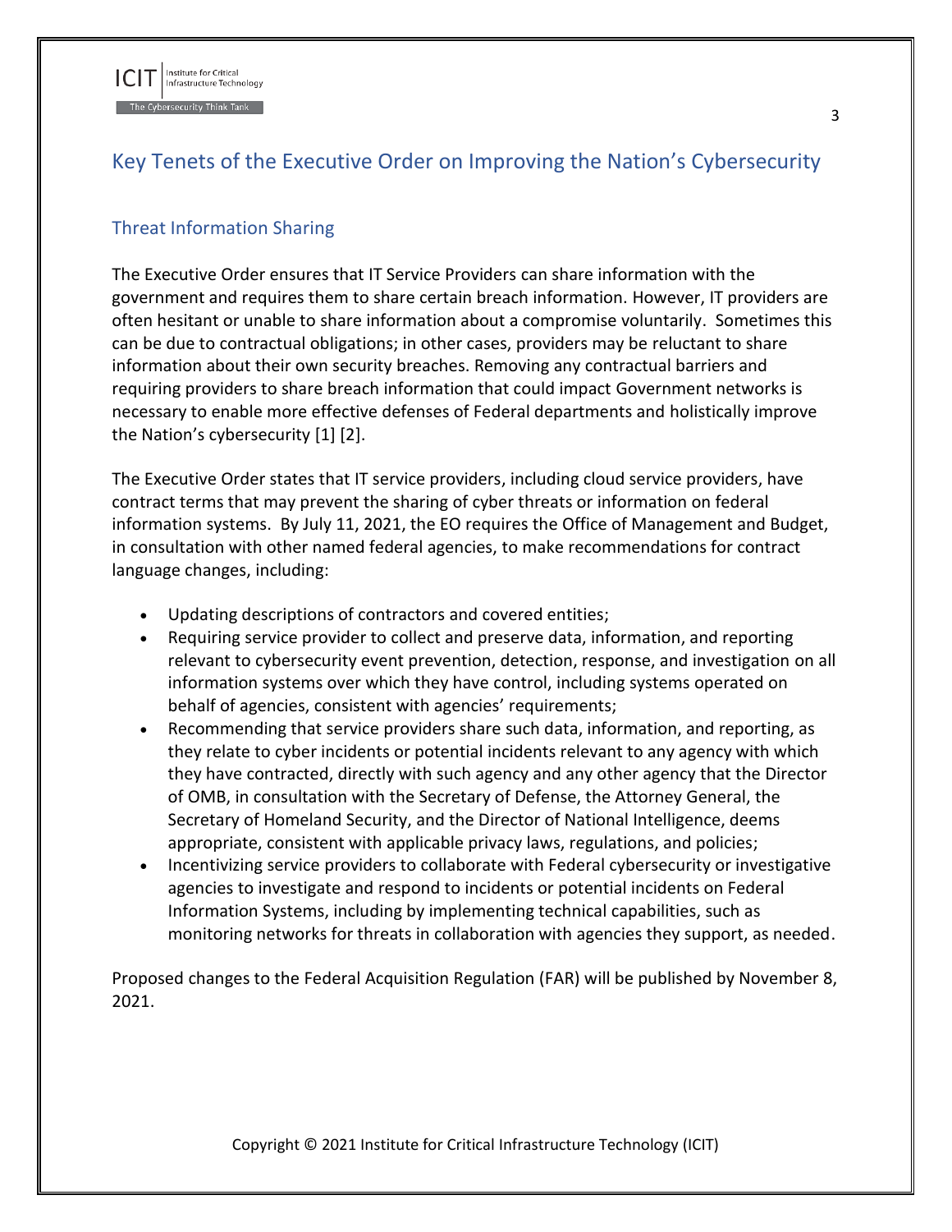## Key Tenets of the Executive Order on Improving the Nation's Cybersecurity

### Threat Information Sharing

The Executive Order ensures that IT Service Providers can share information with the government and requires them to share certain breach information. However, IT providers are often hesitant or unable to share information about a compromise voluntarily. Sometimes this can be due to contractual obligations; in other cases, providers may be reluctant to share information about their own security breaches. Removing any contractual barriers and requiring providers to share breach information that could impact Government networks is necessary to enable more effective defenses of Federal departments and holistically improve the Nation's cybersecurity [1] [2].

The Executive Order states that IT service providers, including cloud service providers, have contract terms that may prevent the sharing of cyber threats or information on federal information systems. By July 11, 2021, the EO requires the Office of Management and Budget, in consultation with other named federal agencies, to make recommendations for contract language changes, including:

- Updating descriptions of contractors and covered entities;
- Requiring service provider to collect and preserve data, information, and reporting relevant to cybersecurity event prevention, detection, response, and investigation on all information systems over which they have control, including systems operated on behalf of agencies, consistent with agencies' requirements;
- Recommending that service providers share such data, information, and reporting, as they relate to cyber incidents or potential incidents relevant to any agency with which they have contracted, directly with such agency and any other agency that the Director of OMB, in consultation with the Secretary of Defense, the Attorney General, the Secretary of Homeland Security, and the Director of National Intelligence, deems appropriate, consistent with applicable privacy laws, regulations, and policies;
- Incentivizing service providers to collaborate with Federal cybersecurity or investigative agencies to investigate and respond to incidents or potential incidents on Federal Information Systems, including by implementing technical capabilities, such as monitoring networks for threats in collaboration with agencies they support, as needed.

Proposed changes to the Federal Acquisition Regulation (FAR) will be published by November 8, 2021.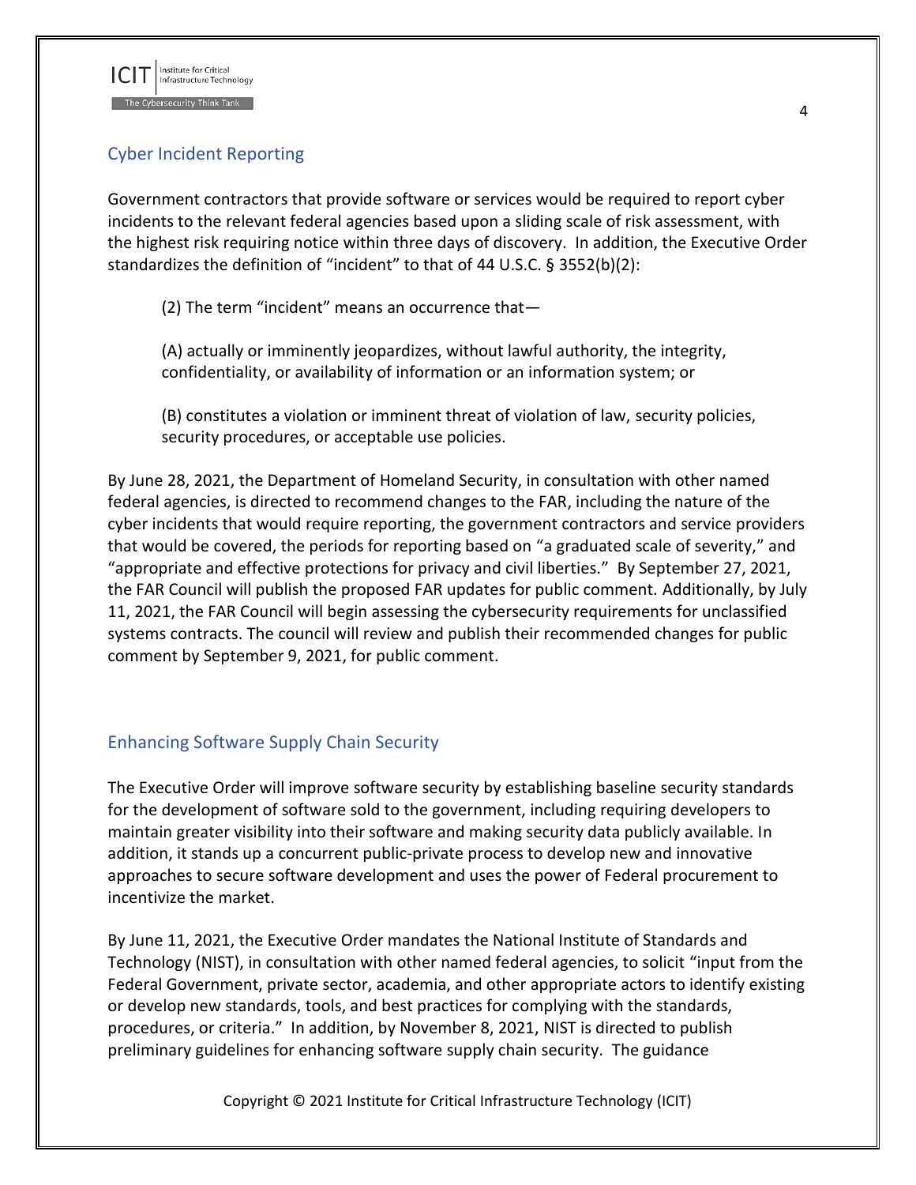## Cyber Incident Reporting

Government contractors that provide software or services would be required to report cyber incidents to the relevant federal agencies based upon a sliding scale of risk assessment, with the highest risk requiring notice within three days of discovery. In addition, the Executive Order standardizes the definition of "incident" to that of 44 U.S.C. § 3552(b)(2):

> (2) The term "incident" means an occurrence that—
>
> (A) actually or imminently jeopardizes, without lawful authority, the integrity, confidentiality, or availability of information or an information system; or
>
> (B) constitutes a violation or imminent threat of violation of law, security policies, security procedures, or acceptable use policies.

By June 28, 2021, the Department of Homeland Security, in consultation with other named federal agencies, is directed to recommend changes to the FAR, including the nature of the cyber incidents that would require reporting, the government contractors and service providers that would be covered, the periods for reporting based on "a graduated scale of severity," and "appropriate and effective protections for privacy and civil liberties." By September 27, 2021, the FAR Council will publish the proposed FAR updates for public comment. Additionally, by July 11, 2021, the FAR Council will begin assessing the cybersecurity requirements for unclassified systems contracts. The council will review and publish their recommended changes for public comment by September 9, 2021, for public comment.

## Enhancing Software Supply Chain Security

The Executive Order will improve software security by establishing baseline security standards for the development of software sold to the government, including requiring developers to maintain greater visibility into their software and making security data publicly available. In addition, it stands up a concurrent public-private process to develop new and innovative approaches to secure software development and uses the power of Federal procurement to incentivize the market.

By June 11, 2021, the Executive Order mandates the National Institute of Standards and Technology (NIST), in consultation with other named federal agencies, to solicit "input from the Federal Government, private sector, academia, and other appropriate actors to identify existing or develop new standards, tools, and best practices for complying with the standards, procedures, or criteria." In addition, by November 8, 2021, NIST is directed to publish preliminary guidelines for enhancing software supply chain security. The guidance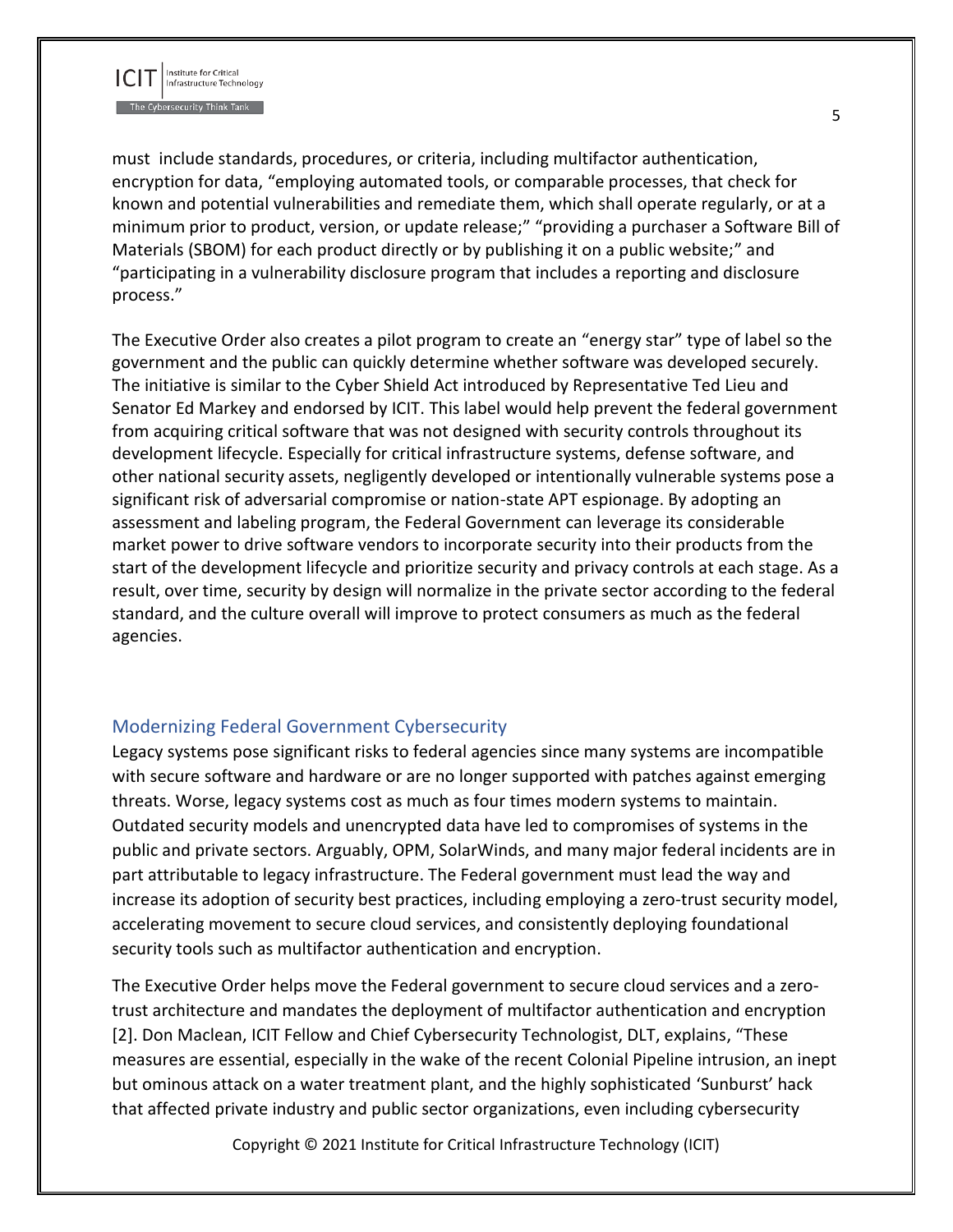must include standards, procedures, or criteria, including multifactor authentication, encryption for data, "employing automated tools, or comparable processes, that check for known and potential vulnerabilities and remediate them, which shall operate regularly, or at a minimum prior to product, version, or update release;" "providing a purchaser a Software Bill of Materials (SBOM) for each product directly or by publishing it on a public website;" and "participating in a vulnerability disclosure program that includes a reporting and disclosure process."

The Executive Order also creates a pilot program to create an "energy star" type of label so the government and the public can quickly determine whether software was developed securely. The initiative is similar to the Cyber Shield Act introduced by Representative Ted Lieu and Senator Ed Markey and endorsed by ICIT. This label would help prevent the federal government from acquiring critical software that was not designed with security controls throughout its development lifecycle. Especially for critical infrastructure systems, defense software, and other national security assets, negligently developed or intentionally vulnerable systems pose a significant risk of adversarial compromise or nation-state APT espionage. By adopting an assessment and labeling program, the Federal Government can leverage its considerable market power to drive software vendors to incorporate security into their products from the start of the development lifecycle and prioritize security and privacy controls at each stage. As a result, over time, security by design will normalize in the private sector according to the federal standard, and the culture overall will improve to protect consumers as much as the federal agencies.

## Modernizing Federal Government Cybersecurity

Legacy systems pose significant risks to federal agencies since many systems are incompatible with secure software and hardware or are no longer supported with patches against emerging threats. Worse, legacy systems cost as much as four times modern systems to maintain. Outdated security models and unencrypted data have led to compromises of systems in the public and private sectors. Arguably, OPM, SolarWinds, and many major federal incidents are in part attributable to legacy infrastructure. The Federal government must lead the way and increase its adoption of security best practices, including employing a zero-trust security model, accelerating movement to secure cloud services, and consistently deploying foundational security tools such as multifactor authentication and encryption.

The Executive Order helps move the Federal government to secure cloud services and a zero-trust architecture and mandates the deployment of multifactor authentication and encryption [2]. Don Maclean, ICIT Fellow and Chief Cybersecurity Technologist, DLT, explains, "These measures are essential, especially in the wake of the recent Colonial Pipeline intrusion, an inept but ominous attack on a water treatment plant, and the highly sophisticated 'Sunburst' hack that affected private industry and public sector organizations, even including cybersecurity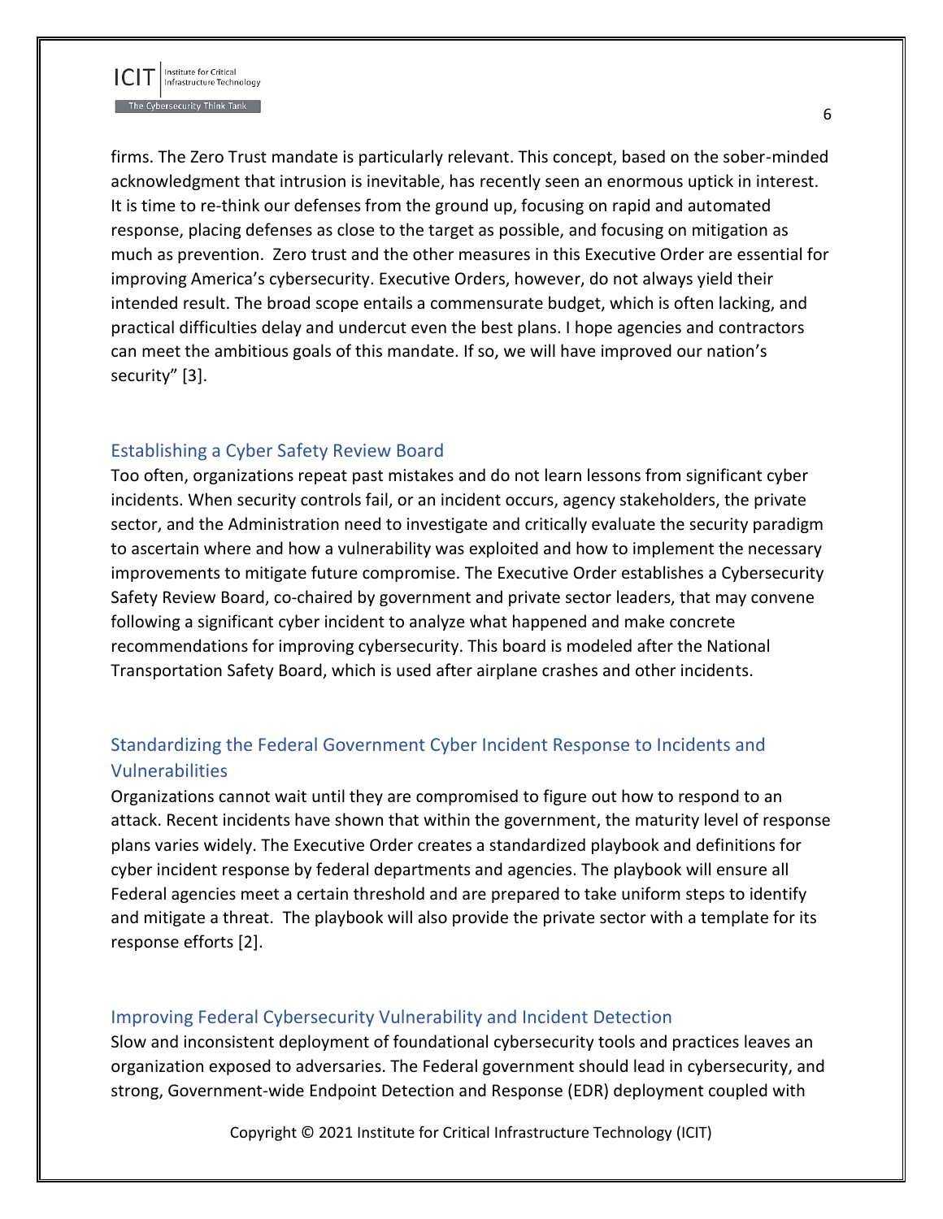firms. The Zero Trust mandate is particularly relevant. This concept, based on the sober-minded acknowledgment that intrusion is inevitable, has recently seen an enormous uptick in interest. It is time to re-think our defenses from the ground up, focusing on rapid and automated response, placing defenses as close to the target as possible, and focusing on mitigation as much as prevention. Zero trust and the other measures in this Executive Order are essential for improving America's cybersecurity. Executive Orders, however, do not always yield their intended result. The broad scope entails a commensurate budget, which is often lacking, and practical difficulties delay and undercut even the best plans. I hope agencies and contractors can meet the ambitious goals of this mandate. If so, we will have improved our nation's security" [3].

### Establishing a Cyber Safety Review Board

Too often, organizations repeat past mistakes and do not learn lessons from significant cyber incidents. When security controls fail, or an incident occurs, agency stakeholders, the private sector, and the Administration need to investigate and critically evaluate the security paradigm to ascertain where and how a vulnerability was exploited and how to implement the necessary improvements to mitigate future compromise. The Executive Order establishes a Cybersecurity Safety Review Board, co-chaired by government and private sector leaders, that may convene following a significant cyber incident to analyze what happened and make concrete recommendations for improving cybersecurity. This board is modeled after the National Transportation Safety Board, which is used after airplane crashes and other incidents.

### Standardizing the Federal Government Cyber Incident Response to Incidents and Vulnerabilities

Organizations cannot wait until they are compromised to figure out how to respond to an attack. Recent incidents have shown that within the government, the maturity level of response plans varies widely. The Executive Order creates a standardized playbook and definitions for cyber incident response by federal departments and agencies. The playbook will ensure all Federal agencies meet a certain threshold and are prepared to take uniform steps to identify and mitigate a threat. The playbook will also provide the private sector with a template for its response efforts [2].

### Improving Federal Cybersecurity Vulnerability and Incident Detection

Slow and inconsistent deployment of foundational cybersecurity tools and practices leaves an organization exposed to adversaries. The Federal government should lead in cybersecurity, and strong, Government-wide Endpoint Detection and Response (EDR) deployment coupled with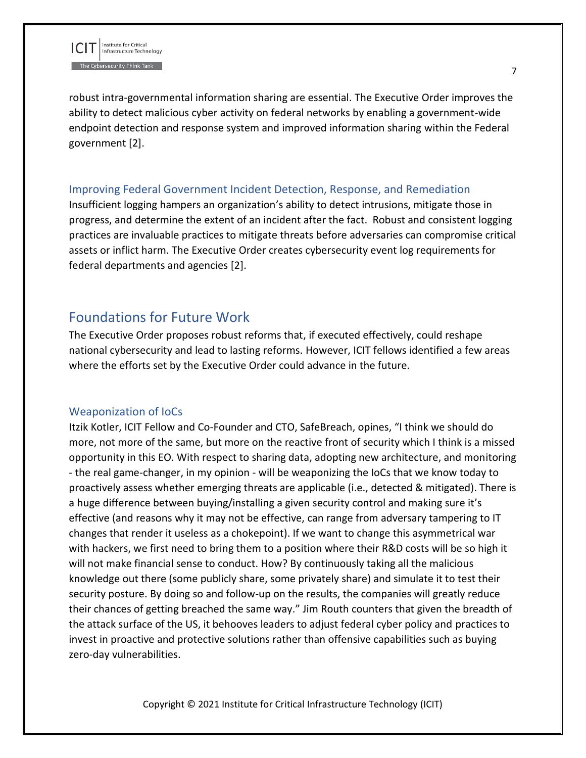robust intra-governmental information sharing are essential. The Executive Order improves the ability to detect malicious cyber activity on federal networks by enabling a government-wide endpoint detection and response system and improved information sharing within the Federal government [2].

### Improving Federal Government Incident Detection, Response, and Remediation

Insufficient logging hampers an organization's ability to detect intrusions, mitigate those in progress, and determine the extent of an incident after the fact. Robust and consistent logging practices are invaluable practices to mitigate threats before adversaries can compromise critical assets or inflict harm. The Executive Order creates cybersecurity event log requirements for federal departments and agencies [2].

## Foundations for Future Work

The Executive Order proposes robust reforms that, if executed effectively, could reshape national cybersecurity and lead to lasting reforms. However, ICIT fellows identified a few areas where the efforts set by the Executive Order could advance in the future.

### Weaponization of IoCs

Itzik Kotler, ICIT Fellow and Co-Founder and CTO, SafeBreach, opines, "I think we should do more, not more of the same, but more on the reactive front of security which I think is a missed opportunity in this EO. With respect to sharing data, adopting new architecture, and monitoring - the real game-changer, in my opinion - will be weaponizing the IoCs that we know today to proactively assess whether emerging threats are applicable (i.e., detected & mitigated). There is a huge difference between buying/installing a given security control and making sure it's effective (and reasons why it may not be effective, can range from adversary tampering to IT changes that render it useless as a chokepoint). If we want to change this asymmetrical war with hackers, we first need to bring them to a position where their R&D costs will be so high it will not make financial sense to conduct. How? By continuously taking all the malicious knowledge out there (some publicly share, some privately share) and simulate it to test their security posture. By doing so and follow-up on the results, the companies will greatly reduce their chances of getting breached the same way." Jim Routh counters that given the breadth of the attack surface of the US, it behooves leaders to adjust federal cyber policy and practices to invest in proactive and protective solutions rather than offensive capabilities such as buying zero-day vulnerabilities.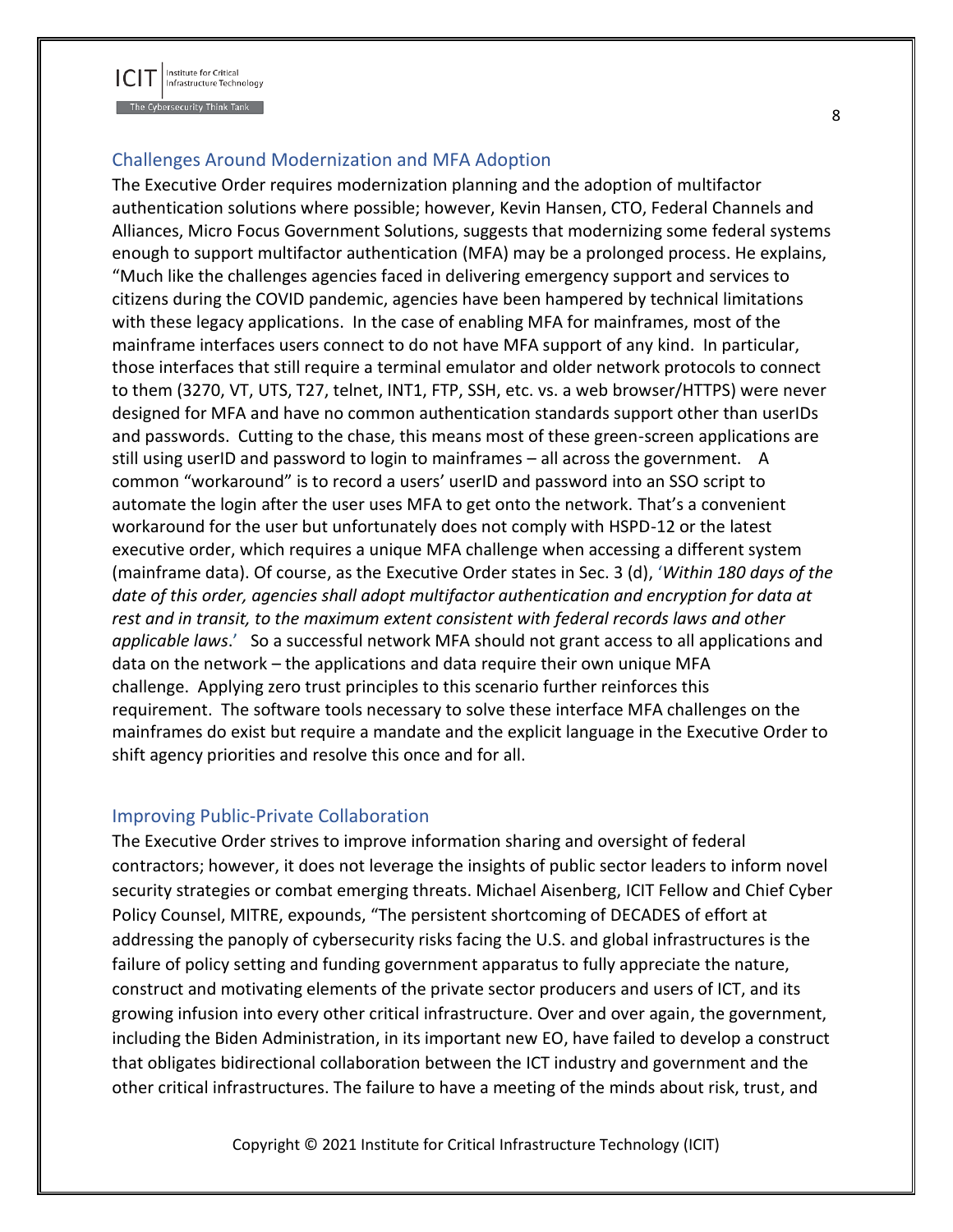## Challenges Around Modernization and MFA Adoption

The Executive Order requires modernization planning and the adoption of multifactor authentication solutions where possible; however, Kevin Hansen, CTO, Federal Channels and Alliances, Micro Focus Government Solutions, suggests that modernizing some federal systems enough to support multifactor authentication (MFA) may be a prolonged process. He explains, "Much like the challenges agencies faced in delivering emergency support and services to citizens during the COVID pandemic, agencies have been hampered by technical limitations with these legacy applications. In the case of enabling MFA for mainframes, most of the mainframe interfaces users connect to do not have MFA support of any kind. In particular, those interfaces that still require a terminal emulator and older network protocols to connect to them (3270, VT, UTS, T27, telnet, INT1, FTP, SSH, etc. vs. a web browser/HTTPS) were never designed for MFA and have no common authentication standards support other than userIDs and passwords. Cutting to the chase, this means most of these green-screen applications are still using userID and password to login to mainframes – all across the government. A common "workaround" is to record a users' userID and password into an SSO script to automate the login after the user uses MFA to get onto the network. That's a convenient workaround for the user but unfortunately does not comply with HSPD-12 or the latest executive order, which requires a unique MFA challenge when accessing a different system (mainframe data). Of course, as the Executive Order states in Sec. 3 (d), '*Within 180 days of the date of this order, agencies shall adopt multifactor authentication and encryption for data at rest and in transit, to the maximum extent consistent with federal records laws and other applicable laws*.' So a successful network MFA should not grant access to all applications and data on the network – the applications and data require their own unique MFA challenge. Applying zero trust principles to this scenario further reinforces this requirement. The software tools necessary to solve these interface MFA challenges on the mainframes do exist but require a mandate and the explicit language in the Executive Order to shift agency priorities and resolve this once and for all.

## Improving Public-Private Collaboration

The Executive Order strives to improve information sharing and oversight of federal contractors; however, it does not leverage the insights of public sector leaders to inform novel security strategies or combat emerging threats. Michael Aisenberg, ICIT Fellow and Chief Cyber Policy Counsel, MITRE, expounds, "The persistent shortcoming of DECADES of effort at addressing the panoply of cybersecurity risks facing the U.S. and global infrastructures is the failure of policy setting and funding government apparatus to fully appreciate the nature, construct and motivating elements of the private sector producers and users of ICT, and its growing infusion into every other critical infrastructure. Over and over again, the government, including the Biden Administration, in its important new EO, have failed to develop a construct that obligates bidirectional collaboration between the ICT industry and government and the other critical infrastructures. The failure to have a meeting of the minds about risk, trust, and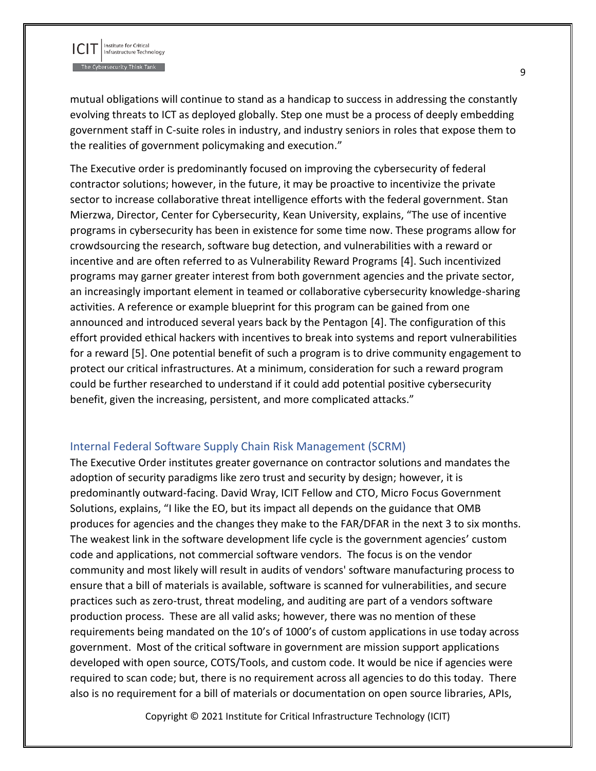mutual obligations will continue to stand as a handicap to success in addressing the constantly evolving threats to ICT as deployed globally. Step one must be a process of deeply embedding government staff in C-suite roles in industry, and industry seniors in roles that expose them to the realities of government policymaking and execution."

The Executive order is predominantly focused on improving the cybersecurity of federal contractor solutions; however, in the future, it may be proactive to incentivize the private sector to increase collaborative threat intelligence efforts with the federal government. Stan Mierzwa, Director, Center for Cybersecurity, Kean University, explains, "The use of incentive programs in cybersecurity has been in existence for some time now. These programs allow for crowdsourcing the research, software bug detection, and vulnerabilities with a reward or incentive and are often referred to as Vulnerability Reward Programs [4]. Such incentivized programs may garner greater interest from both government agencies and the private sector, an increasingly important element in teamed or collaborative cybersecurity knowledge-sharing activities. A reference or example blueprint for this program can be gained from one announced and introduced several years back by the Pentagon [4]. The configuration of this effort provided ethical hackers with incentives to break into systems and report vulnerabilities for a reward [5]. One potential benefit of such a program is to drive community engagement to protect our critical infrastructures. At a minimum, consideration for such a reward program could be further researched to understand if it could add potential positive cybersecurity benefit, given the increasing, persistent, and more complicated attacks."

## Internal Federal Software Supply Chain Risk Management (SCRM)

The Executive Order institutes greater governance on contractor solutions and mandates the adoption of security paradigms like zero trust and security by design; however, it is predominantly outward-facing. David Wray, ICIT Fellow and CTO, Micro Focus Government Solutions, explains, "I like the EO, but its impact all depends on the guidance that OMB produces for agencies and the changes they make to the FAR/DFAR in the next 3 to six months. The weakest link in the software development life cycle is the government agencies' custom code and applications, not commercial software vendors. The focus is on the vendor community and most likely will result in audits of vendors' software manufacturing process to ensure that a bill of materials is available, software is scanned for vulnerabilities, and secure practices such as zero-trust, threat modeling, and auditing are part of a vendors software production process. These are all valid asks; however, there was no mention of these requirements being mandated on the 10's of 1000's of custom applications in use today across government. Most of the critical software in government are mission support applications developed with open source, COTS/Tools, and custom code. It would be nice if agencies were required to scan code; but, there is no requirement across all agencies to do this today. There also is no requirement for a bill of materials or documentation on open source libraries, APIs,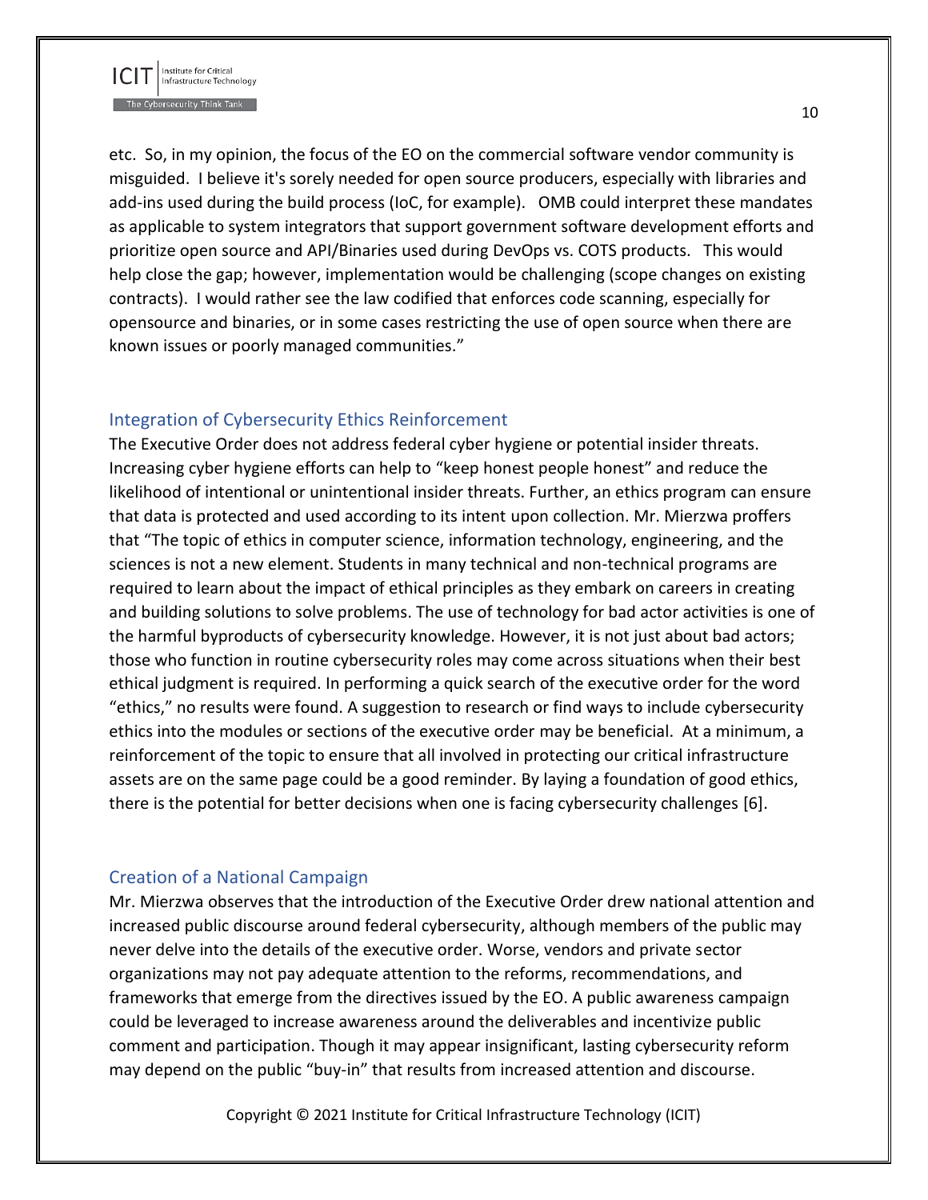etc. So, in my opinion, the focus of the EO on the commercial software vendor community is misguided. I believe it's sorely needed for open source producers, especially with libraries and add-ins used during the build process (IoC, for example). OMB could interpret these mandates as applicable to system integrators that support government software development efforts and prioritize open source and API/Binaries used during DevOps vs. COTS products. This would help close the gap; however, implementation would be challenging (scope changes on existing contracts). I would rather see the law codified that enforces code scanning, especially for opensource and binaries, or in some cases restricting the use of open source when there are known issues or poorly managed communities."

## Integration of Cybersecurity Ethics Reinforcement

The Executive Order does not address federal cyber hygiene or potential insider threats. Increasing cyber hygiene efforts can help to "keep honest people honest" and reduce the likelihood of intentional or unintentional insider threats. Further, an ethics program can ensure that data is protected and used according to its intent upon collection. Mr. Mierzwa proffers that "The topic of ethics in computer science, information technology, engineering, and the sciences is not a new element. Students in many technical and non-technical programs are required to learn about the impact of ethical principles as they embark on careers in creating and building solutions to solve problems. The use of technology for bad actor activities is one of the harmful byproducts of cybersecurity knowledge. However, it is not just about bad actors; those who function in routine cybersecurity roles may come across situations when their best ethical judgment is required. In performing a quick search of the executive order for the word "ethics," no results were found. A suggestion to research or find ways to include cybersecurity ethics into the modules or sections of the executive order may be beneficial. At a minimum, a reinforcement of the topic to ensure that all involved in protecting our critical infrastructure assets are on the same page could be a good reminder. By laying a foundation of good ethics, there is the potential for better decisions when one is facing cybersecurity challenges [6].

## Creation of a National Campaign

Mr. Mierzwa observes that the introduction of the Executive Order drew national attention and increased public discourse around federal cybersecurity, although members of the public may never delve into the details of the executive order. Worse, vendors and private sector organizations may not pay adequate attention to the reforms, recommendations, and frameworks that emerge from the directives issued by the EO. A public awareness campaign could be leveraged to increase awareness around the deliverables and incentivize public comment and participation. Though it may appear insignificant, lasting cybersecurity reform may depend on the public "buy-in" that results from increased attention and discourse.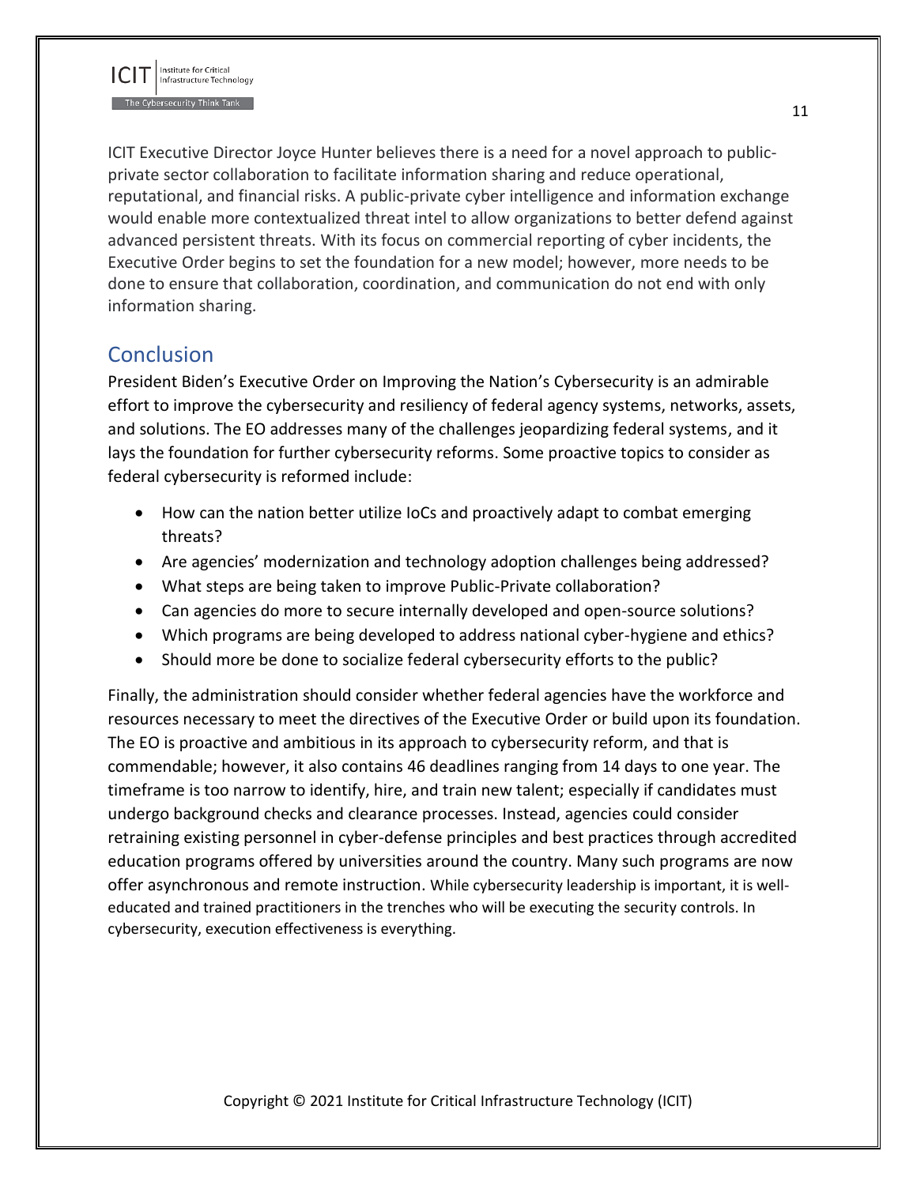ICIT Executive Director Joyce Hunter believes there is a need for a novel approach to public-private sector collaboration to facilitate information sharing and reduce operational, reputational, and financial risks. A public-private cyber intelligence and information exchange would enable more contextualized threat intel to allow organizations to better defend against advanced persistent threats. With its focus on commercial reporting of cyber incidents, the Executive Order begins to set the foundation for a new model; however, more needs to be done to ensure that collaboration, coordination, and communication do not end with only information sharing.

## Conclusion

President Biden's Executive Order on Improving the Nation's Cybersecurity is an admirable effort to improve the cybersecurity and resiliency of federal agency systems, networks, assets, and solutions. The EO addresses many of the challenges jeopardizing federal systems, and it lays the foundation for further cybersecurity reforms. Some proactive topics to consider as federal cybersecurity is reformed include:

- How can the nation better utilize IoCs and proactively adapt to combat emerging threats?
- Are agencies' modernization and technology adoption challenges being addressed?
- What steps are being taken to improve Public-Private collaboration?
- Can agencies do more to secure internally developed and open-source solutions?
- Which programs are being developed to address national cyber-hygiene and ethics?
- Should more be done to socialize federal cybersecurity efforts to the public?

Finally, the administration should consider whether federal agencies have the workforce and resources necessary to meet the directives of the Executive Order or build upon its foundation. The EO is proactive and ambitious in its approach to cybersecurity reform, and that is commendable; however, it also contains 46 deadlines ranging from 14 days to one year. The timeframe is too narrow to identify, hire, and train new talent; especially if candidates must undergo background checks and clearance processes. Instead, agencies could consider retraining existing personnel in cyber-defense principles and best practices through accredited education programs offered by universities around the country. Many such programs are now offer asynchronous and remote instruction. While cybersecurity leadership is important, it is well-educated and trained practitioners in the trenches who will be executing the security controls. In cybersecurity, execution effectiveness is everything.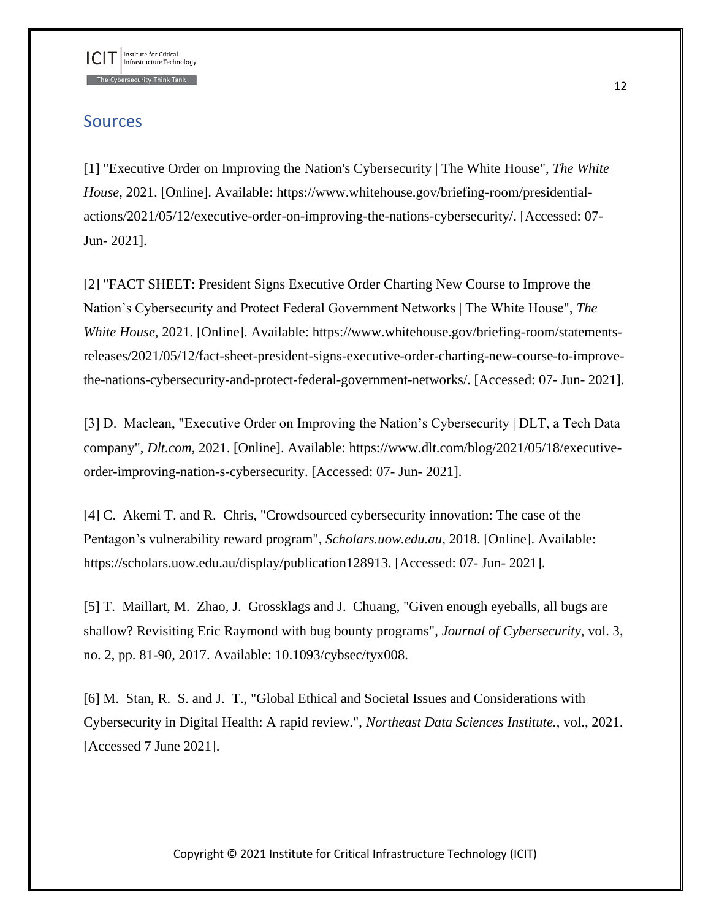## Sources

[1] "Executive Order on Improving the Nation's Cybersecurity | The White House", *The White House*, 2021. [Online]. Available: https://www.whitehouse.gov/briefing-room/presidential-actions/2021/05/12/executive-order-on-improving-the-nations-cybersecurity/. [Accessed: 07- Jun- 2021].

[2] "FACT SHEET: President Signs Executive Order Charting New Course to Improve the Nation's Cybersecurity and Protect Federal Government Networks | The White House", *The White House*, 2021. [Online]. Available: https://www.whitehouse.gov/briefing-room/statements-releases/2021/05/12/fact-sheet-president-signs-executive-order-charting-new-course-to-improve-the-nations-cybersecurity-and-protect-federal-government-networks/. [Accessed: 07- Jun- 2021].

[3] D. Maclean, "Executive Order on Improving the Nation's Cybersecurity | DLT, a Tech Data company", *Dlt.com*, 2021. [Online]. Available: https://www.dlt.com/blog/2021/05/18/executive-order-improving-nation-s-cybersecurity. [Accessed: 07- Jun- 2021].

[4] C. Akemi T. and R. Chris, "Crowdsourced cybersecurity innovation: The case of the Pentagon's vulnerability reward program", *Scholars.uow.edu.au*, 2018. [Online]. Available: https://scholars.uow.edu.au/display/publication128913. [Accessed: 07- Jun- 2021].

[5] T. Maillart, M. Zhao, J. Grossklags and J. Chuang, "Given enough eyeballs, all bugs are shallow? Revisiting Eric Raymond with bug bounty programs", *Journal of Cybersecurity*, vol. 3, no. 2, pp. 81-90, 2017. Available: 10.1093/cybsec/tyx008.

[6] M. Stan, R. S. and J. T., "Global Ethical and Societal Issues and Considerations with Cybersecurity in Digital Health: A rapid review.", *Northeast Data Sciences Institute.*, vol., 2021. [Accessed 7 June 2021].

Copyright © 2021 Institute for Critical Infrastructure Technology (ICIT)